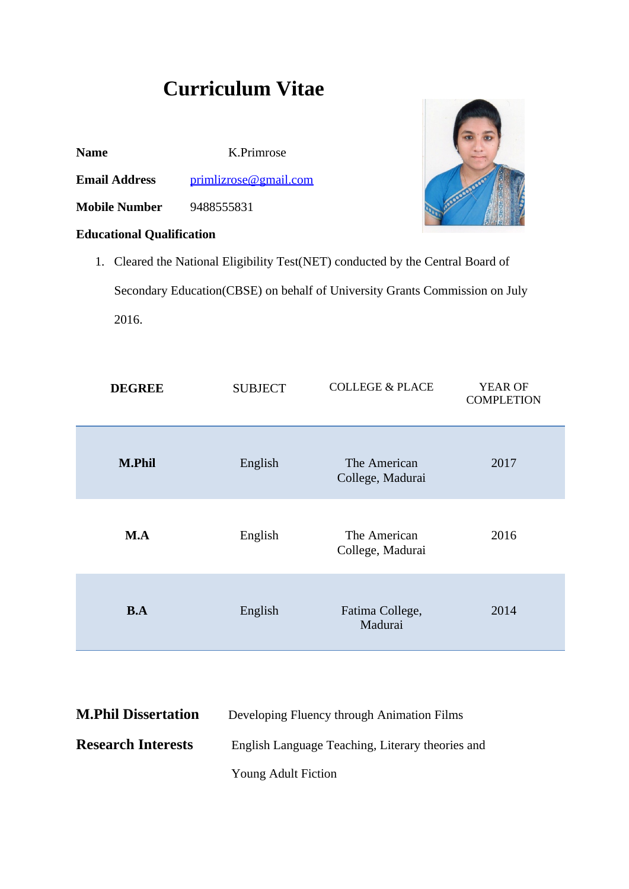# Curriculum Vitae

**Name** K.Primrose

**Email Address** primlizrose@gmail.com

**Mobile Number** 9488555831

**Educational Qualification**

1. Cleared the National Eligibility Test(NET) conducted by the Central Board of Secondary Education(CBSE) on behalf of University Grants Commission on July 2016.

| DEGREE | SUBJECT | COLLEGE & PLACE | YEAR OF COMPLETION |
|---|---|---|---|
| **M.Phil** | English | The American College, Madurai | 2017 |
| **M.A** | English | The American College, Madurai | 2016 |
| **B.A** | English | Fatima College, Madurai | 2014 |

**M.Phil Dissertation** Developing Fluency through Animation Films

**Research Interests** English Language Teaching, Literary theories and Young Adult Fiction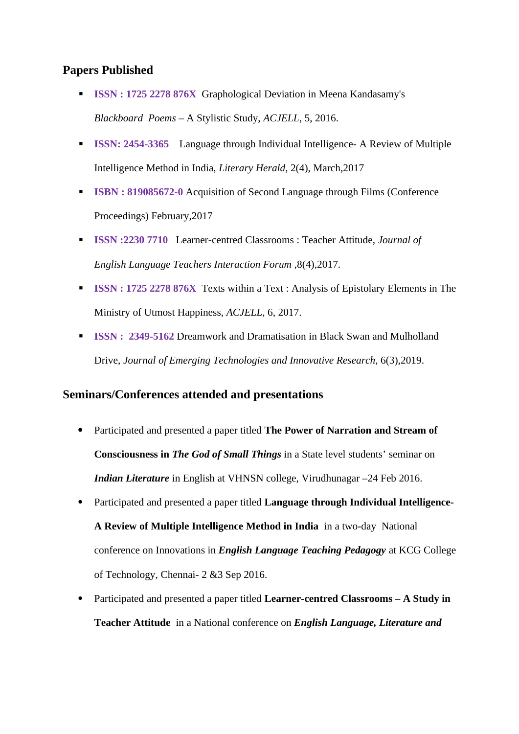## Papers Published

- **ISSN : 1725 2278 876X** Graphological Deviation in Meena Kandasamy's *Blackboard Poems* – A Stylistic Study, *ACJELL*, 5, 2016.
- **ISSN: 2454-3365** Language through Individual Intelligence- A Review of Multiple Intelligence Method in India, *Literary Herald*, 2(4), March,2017
- **ISBN : 819085672-0** Acquisition of Second Language through Films (Conference Proceedings) February,2017
- **ISSN :2230 7710** Learner-centred Classrooms : Teacher Attitude, *Journal of English Language Teachers Interaction Forum* ,8(4),2017.
- **ISSN : 1725 2278 876X** Texts within a Text : Analysis of Epistolary Elements in The Ministry of Utmost Happiness, *ACJELL*, 6, 2017.
- **ISSN : 2349-5162** Dreamwork and Dramatisation in Black Swan and Mulholland Drive, *Journal of Emerging Technologies and Innovative Research*, 6(3),2019.

## Seminars/Conferences attended and presentations

- Participated and presented a paper titled **The Power of Narration and Stream of Consciousness in *The God of Small Things*** in a State level students' seminar on ***Indian Literature*** in English at VHNSN college, Virudhunagar –24 Feb 2016.
- Participated and presented a paper titled **Language through Individual Intelligence- A Review of Multiple Intelligence Method in India** in a two-day National conference on Innovations in ***English Language Teaching Pedagogy*** at KCG College of Technology, Chennai- 2 &3 Sep 2016.
- Participated and presented a paper titled **Learner-centred Classrooms – A Study in Teacher Attitude** in a National conference on ***English Language, Literature and***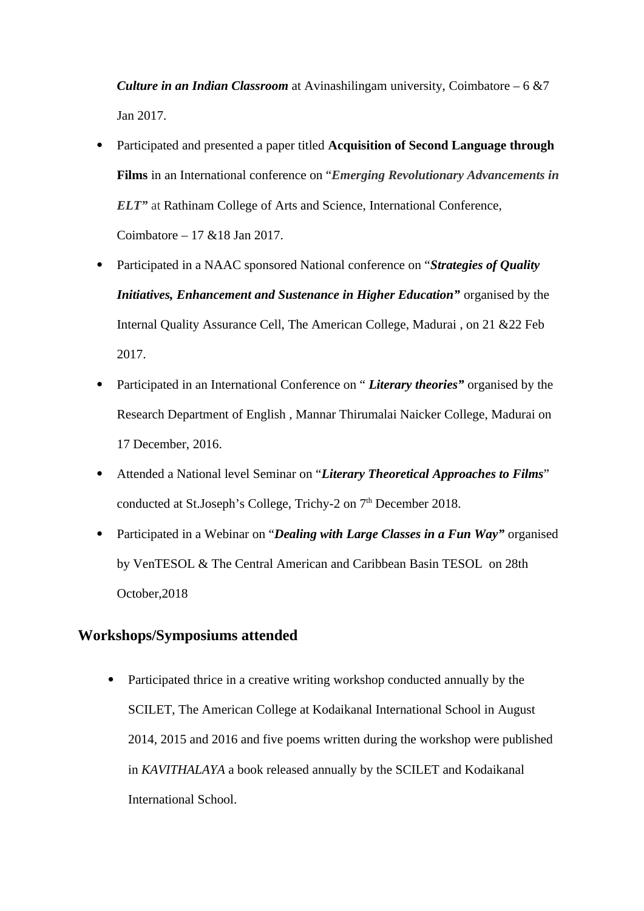***Culture in an Indian Classroom*** at Avinashilingam university, Coimbatore – 6 &7 Jan 2017.

- Participated and presented a paper titled **Acquisition of Second Language through Films** in an International conference on "***Emerging Revolutionary Advancements in ELT"*** at Rathinam College of Arts and Science, International Conference, Coimbatore – 17 &18 Jan 2017.
- Participated in a NAAC sponsored National conference on "***Strategies of Quality Initiatives, Enhancement and Sustenance in Higher Education"*** organised by the Internal Quality Assurance Cell, The American College, Madurai , on 21 &22 Feb 2017.
- Participated in an International Conference on " ***Literary theories"*** organised by the Research Department of English , Mannar Thirumalai Naicker College, Madurai on 17 December, 2016.
- Attended a National level Seminar on "***Literary Theoretical Approaches to Films***" conducted at St.Joseph's College, Trichy-2 on 7th December 2018.
- Participated in a Webinar on "***Dealing with Large Classes in a Fun Way"*** organised by VenTESOL & The Central American and Caribbean Basin TESOL on 28th October,2018

## Workshops/Symposiums attended

- Participated thrice in a creative writing workshop conducted annually by the SCILET, The American College at Kodaikanal International School in August 2014, 2015 and 2016 and five poems written during the workshop were published in *KAVITHALAYA* a book released annually by the SCILET and Kodaikanal International School.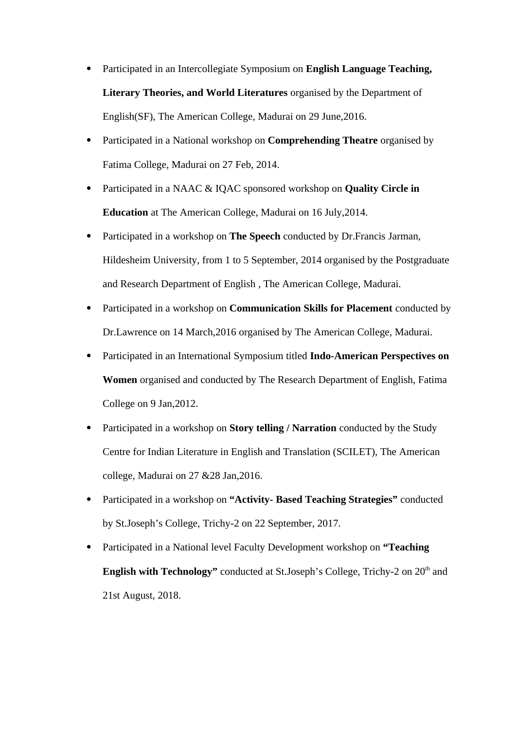- Participated in an Intercollegiate Symposium on **English Language Teaching, Literary Theories, and World Literatures** organised by the Department of English(SF), The American College, Madurai on 29 June,2016.
- Participated in a National workshop on **Comprehending Theatre** organised by Fatima College, Madurai on 27 Feb, 2014.
- Participated in a NAAC & IQAC sponsored workshop on **Quality Circle in Education** at The American College, Madurai on 16 July,2014.
- Participated in a workshop on **The Speech** conducted by Dr.Francis Jarman, Hildesheim University, from 1 to 5 September, 2014 organised by the Postgraduate and Research Department of English , The American College, Madurai.
- Participated in a workshop on **Communication Skills for Placement** conducted by Dr.Lawrence on 14 March,2016 organised by The American College, Madurai.
- Participated in an International Symposium titled **Indo-American Perspectives on Women** organised and conducted by The Research Department of English, Fatima College on 9 Jan,2012.
- Participated in a workshop on **Story telling / Narration** conducted by the Study Centre for Indian Literature in English and Translation (SCILET), The American college, Madurai on 27 &28 Jan,2016.
- Participated in a workshop on **"Activity- Based Teaching Strategies"** conducted by St.Joseph's College, Trichy-2 on 22 September, 2017.
- Participated in a National level Faculty Development workshop on **"Teaching English with Technology"** conducted at St.Joseph's College, Trichy-2 on 20th and 21st August, 2018.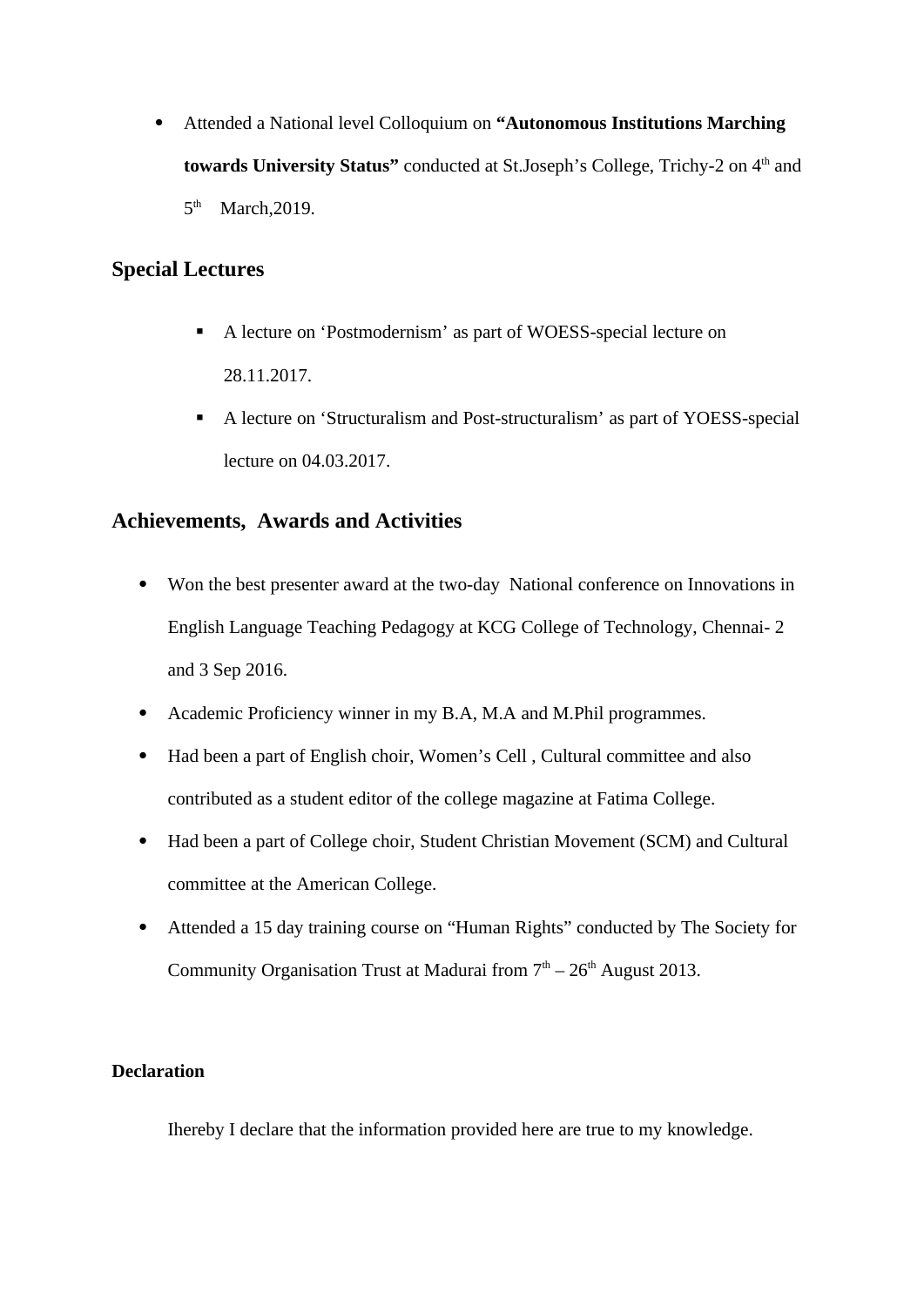- Attended a National level Colloquium on **"Autonomous Institutions Marching towards University Status"** conducted at St.Joseph's College, Trichy-2 on 4th and 5th March,2019.

## Special Lectures

- A lecture on 'Postmodernism' as part of WOESS-special lecture on 28.11.2017.
- A lecture on 'Structuralism and Post-structuralism' as part of YOESS-special lecture on 04.03.2017.

## Achievements, Awards and Activities

- Won the best presenter award at the two-day National conference on Innovations in English Language Teaching Pedagogy at KCG College of Technology, Chennai- 2 and 3 Sep 2016.
- Academic Proficiency winner in my B.A, M.A and M.Phil programmes.
- Had been a part of English choir, Women's Cell , Cultural committee and also contributed as a student editor of the college magazine at Fatima College.
- Had been a part of College choir, Student Christian Movement (SCM) and Cultural committee at the American College.
- Attended a 15 day training course on "Human Rights" conducted by The Society for Community Organisation Trust at Madurai from 7th – 26th August 2013.

**Declaration**

Ihereby I declare that the information provided here are true to my knowledge.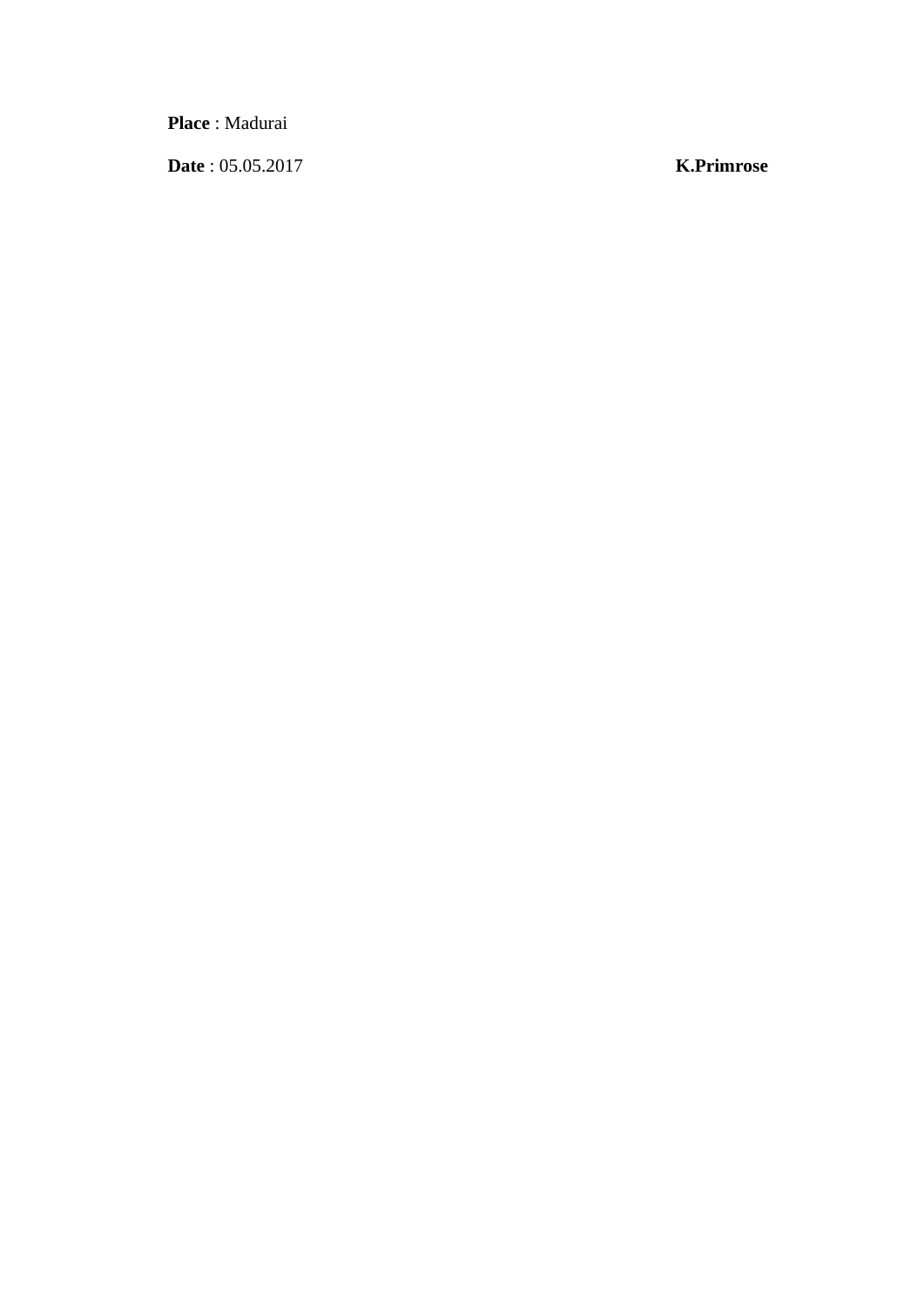**Place** : Madurai

**Date** : 05.05.2017 **K.Primrose**